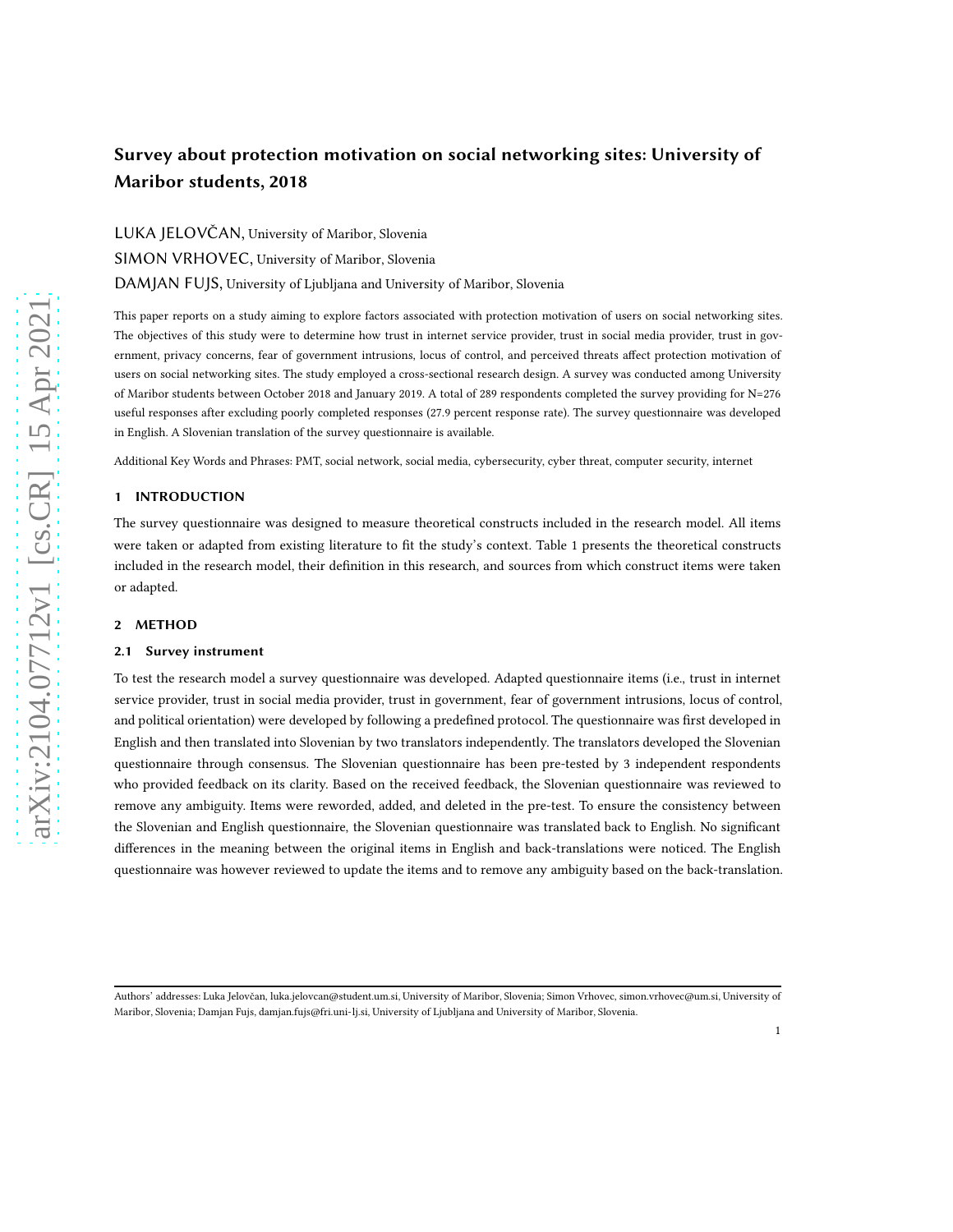# Survey about protection motivation on social networking sites: University of Maribor students, 2018

LUKA JELOVČAN, University of Maribor, Slovenia

SIMON VRHOVEC, University of Maribor, Slovenia

DAMJAN FUJS, University of Ljubljana and University of Maribor, Slovenia

This paper reports on a study aiming to explore factors associated with protection motivation of users on social networking sites. The objectives of this study were to determine how trust in internet service provider, trust in social media provider, trust in government, privacy concerns, fear of government intrusions, locus of control, and perceived threats affect protection motivation of users on social networking sites. The study employed a cross-sectional research design. A survey was conducted among University of Maribor students between October 2018 and January 2019. A total of 289 respondents completed the survey providing for N=276 useful responses after excluding poorly completed responses (27.9 percent response rate). The survey questionnaire was developed in English. A Slovenian translation of the survey questionnaire is available.

Additional Key Words and Phrases: PMT, social network, social media, cybersecurity, cyber threat, computer security, internet

## 1 INTRODUCTION

The survey questionnaire was designed to measure theoretical constructs included in the research model. All items were taken or adapted from existing literature to fit the study's context. Table 1 presents the theoretical constructs included in the research model, their definition in this research, and sources from which construct items were taken or adapted.

## 2 METHOD

### 2.1 Survey instrument

To test the research model a survey questionnaire was developed. Adapted questionnaire items (i.e., trust in internet service provider, trust in social media provider, trust in government, fear of government intrusions, locus of control, and political orientation) were developed by following a predefined protocol. The questionnaire was first developed in English and then translated into Slovenian by two translators independently. The translators developed the Slovenian questionnaire through consensus. The Slovenian questionnaire has been pre-tested by 3 independent respondents who provided feedback on its clarity. Based on the received feedback, the Slovenian questionnaire was reviewed to remove any ambiguity. Items were reworded, added, and deleted in the pre-test. To ensure the consistency between the Slovenian and English questionnaire, the Slovenian questionnaire was translated back to English. No significant differences in the meaning between the original items in English and back-translations were noticed. The English questionnaire was however reviewed to update the items and to remove any ambiguity based on the back-translation.

Authors' addresses: Luka Jelovčan, luka.jelovcan@student.um.si, University of Maribor, Slovenia; Simon Vrhovec, simon.vrhovec@um.si, University of Maribor, Slovenia; Damjan Fujs, damjan.fujs@fri.uni-lj.si, University of Ljubljana and University of Maribor, Slovenia.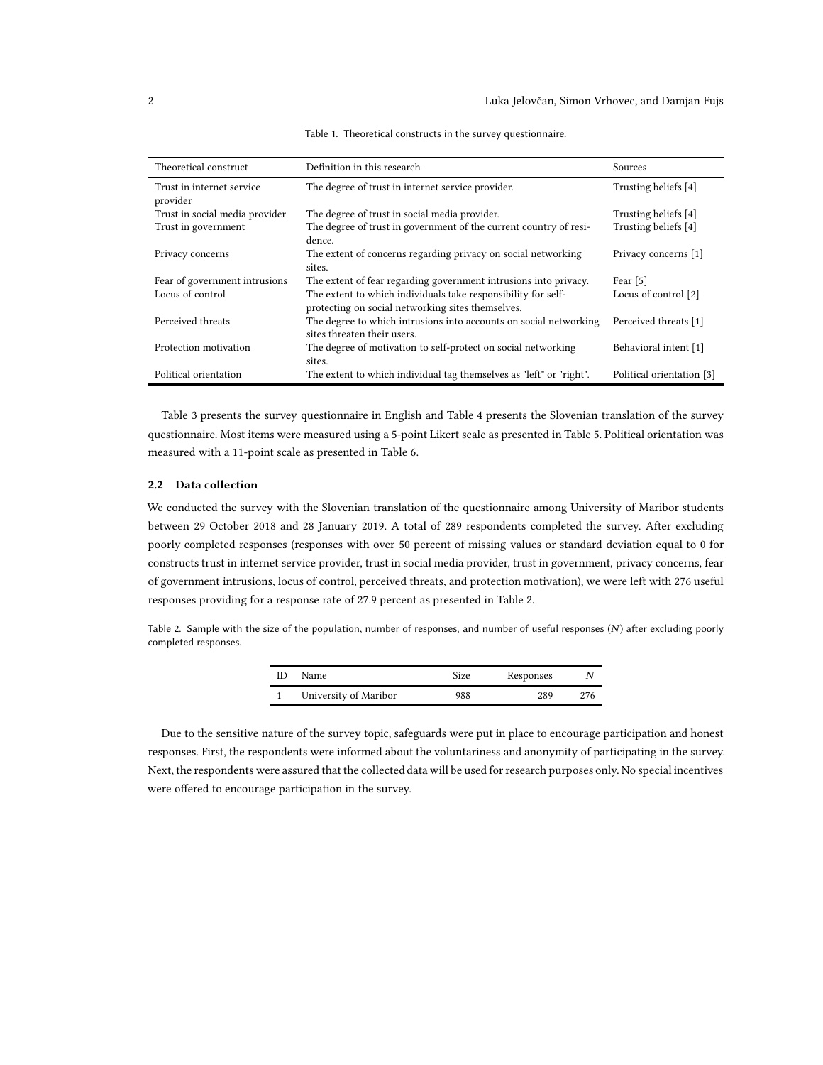Table 1. Theoretical constructs in the survey questionnaire.

| Theoretical construct | Definition in this research | Sources |
| --- | --- | --- |
| Trust in internet service provider | The degree of trust in internet service provider. | Trusting beliefs [4] |
| Trust in social media provider | The degree of trust in social media provider. | Trusting beliefs [4] |
| Trust in government | The degree of trust in government of the current country of residence. | Trusting beliefs [4] |
| Privacy concerns | The extent of concerns regarding privacy on social networking sites. | Privacy concerns [1] |
| Fear of government intrusions | The extent of fear regarding government intrusions into privacy. | Fear [5] |
| Locus of control | The extent to which individuals take responsibility for self-protecting on social networking sites themselves. | Locus of control [2] |
| Perceived threats | The degree to which intrusions into accounts on social networking sites threaten their users. | Perceived threats [1] |
| Protection motivation | The degree of motivation to self-protect on social networking sites. | Behavioral intent [1] |
| Political orientation | The extent to which individual tag themselves as "left" or "right". | Political orientation [3] |

Table 3 presents the survey questionnaire in English and Table 4 presents the Slovenian translation of the survey questionnaire. Most items were measured using a 5-point Likert scale as presented in Table 5. Political orientation was measured with a 11-point scale as presented in Table 6.

### 2.2 Data collection

We conducted the survey with the Slovenian translation of the questionnaire among University of Maribor students between 29 October 2018 and 28 January 2019. A total of 289 respondents completed the survey. After excluding poorly completed responses (responses with over 50 percent of missing values or standard deviation equal to 0 for constructs trust in internet service provider, trust in social media provider, trust in government, privacy concerns, fear of government intrusions, locus of control, perceived threats, and protection motivation), we were left with 276 useful responses providing for a response rate of 27.9 percent as presented in Table 2.

Table 2. Sample with the size of the population, number of responses, and number of useful responses ($N$) after excluding poorly completed responses.

| ID | Name | Size | Responses | $N$ |
| --- | --- | --- | --- | --- |
| 1 | University of Maribor | 988 | 289 | 276 |

Due to the sensitive nature of the survey topic, safeguards were put in place to encourage participation and honest responses. First, the respondents were informed about the voluntariness and anonymity of participating in the survey. Next, the respondents were assured that the collected data will be used for research purposes only. No special incentives were offered to encourage participation in the survey.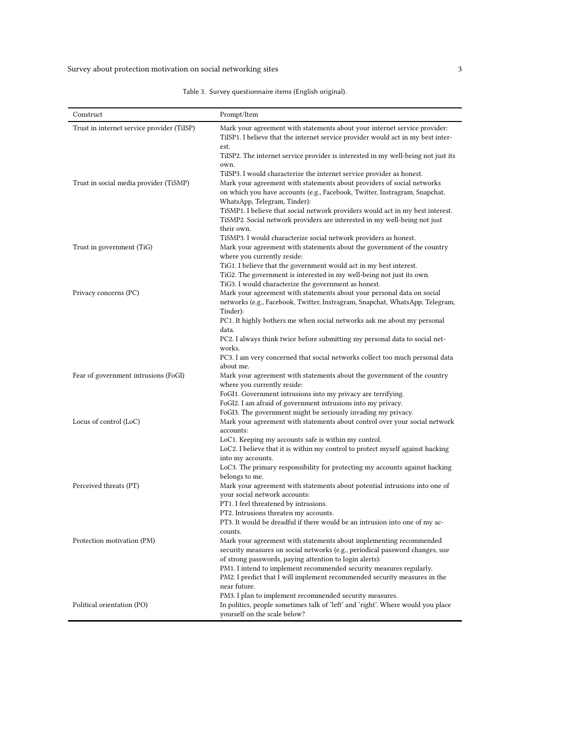Table 3. Survey questionnaire items (English original).

| Construct | Prompt/Item |
|---|---|
| Trust in internet service provider (TiISP) | Mark your agreement with statements about your internet service provider:<br>TiISP1. I believe that the internet service provider would act in my best interest.<br>TiISP2. The internet service provider is interested in my well-being not just its own.<br>TiISP3. I would characterize the internet service provider as honest. |
| Trust in social media provider (TiSMP) | Mark your agreement with statements about providers of social networks on which you have accounts (e.g., Facebook, Twitter, Instragram, Snapchat, WhatsApp, Telegram, Tinder):<br>TiSMP1. I believe that social network providers would act in my best interest.<br>TiSMP2. Social network providers are interested in my well-being not just their own.<br>TiSMP3. I would characterize social network providers as honest. |
| Trust in government (TiG) | Mark your agreement with statements about the government of the country where you currently reside:<br>TiG1. I believe that the government would act in my best interest.<br>TiG2. The government is interested in my well-being not just its own.<br>TiG3. I would characterize the government as honest. |
| Privacy concerns (PC) | Mark your agreement with statements about your personal data on social networks (e.g., Facebook, Twitter, Instragram, Snapchat, WhatsApp, Telegram, Tinder):<br>PC1. It highly bothers me when social networks ask me about my personal data.<br>PC2. I always think twice before submitting my personal data to social networks.<br>PC3. I am very concerned that social networks collect too much personal data about me. |
| Fear of government intrusions (FoGI) | Mark your agreement with statements about the government of the country where you currently reside:<br>FoGI1. Government intrusions into my privacy are terrifying.<br>FoGI2. I am afraid of government intrusions into my privacy.<br>FoGI3. The government might be seriously invading my privacy. |
| Locus of control (LoC) | Mark your agreement with statements about control over your social network accounts:<br>LoC1. Keeping my accounts safe is within my control.<br>LoC2. I believe that it is within my control to protect myself against hacking into my accounts.<br>LoC3. The primary responsibility for protecting my accounts against hacking belongs to me. |
| Perceived threats (PT) | Mark your agreement with statements about potential intrusions into one of your social network accounts:<br>PT1. I feel threatened by intrusions.<br>PT2. Intrusions threaten my accounts.<br>PT3. It would be dreadful if there would be an intrusion into one of my accounts. |
| Protection motivation (PM) | Mark your agreement with statements about implementing recommended security measures on social networks (e.g., periodical password changes, use of strong passwords, paying attention to login alerts):<br>PM1. I intend to implement recommended security measures regularly.<br>PM2. I predict that I will implement recommended security measures in the near future.<br>PM3. I plan to implement recommended security measures. |
| Political orientation (PO) | In politics, people sometimes talk of 'left' and 'right'. Where would you place yourself on the scale below? |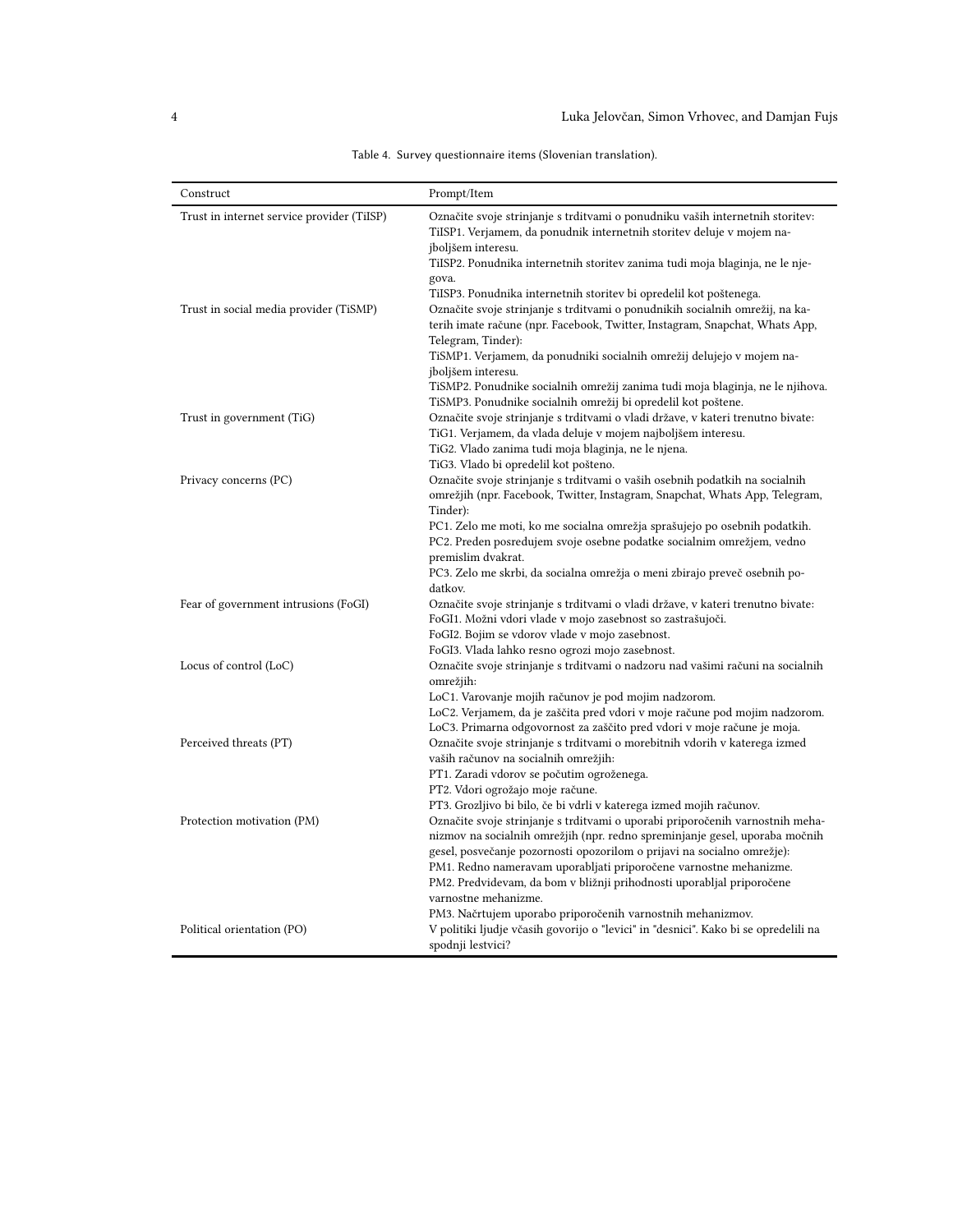Table 4. Survey questionnaire items (Slovenian translation).

| Construct | Prompt/Item |
|---|---|
| Trust in internet service provider (TiISP) | Označite svoje strinjanje s trditvami o ponudniku vaših internetnih storitev: TiISP1. Verjamem, da ponudnik internetnih storitev deluje v mojem najboljšem interesu. TiISP2. Ponudnika internetnih storitev zanima tudi moja blaginja, ne le njegova. TiISP3. Ponudnika internetnih storitev bi opredelil kot poštenega. |
| Trust in social media provider (TiSMP) | Označite svoje strinjanje s trditvami o ponudnikih socialnih omrežij, na katerih imate račune (npr. Facebook, Twitter, Instagram, Snapchat, Whats App, Telegram, Tinder): TiSMP1. Verjamem, da ponudniki socialnih omrežij delujejo v mojem najboljšem interesu. TiSMP2. Ponudnike socialnih omrežij zanima tudi moja blaginja, ne le njihova. TiSMP3. Ponudnike socialnih omrežij bi opredelil kot poštene. |
| Trust in government (TiG) | Označite svoje strinjanje s trditvami o vladi države, v kateri trenutno bivate: TiG1. Verjamem, da vlada deluje v mojem najboljšem interesu. TiG2. Vlado zanima tudi moja blaginja, ne le njena. TiG3. Vlado bi opredelil kot pošteno. |
| Privacy concerns (PC) | Označite svoje strinjanje s trditvami o vaših osebnih podatkih na socialnih omrežjih (npr. Facebook, Twitter, Instagram, Snapchat, Whats App, Telegram, Tinder): PC1. Zelo me moti, ko me socialna omrežja sprašujejo po osebnih podatkih. PC2. Preden posredujem svoje osebne podatke socialnim omrežjem, vedno premislim dvakrat. PC3. Zelo me skrbi, da socialna omrežja o meni zbirajo preveč osebnih podatkov. |
| Fear of government intrusions (FoGI) | Označite svoje strinjanje s trditvami o vladi države, v kateri trenutno bivate: FoGI1. Možni vdori vlade v mojo zasebnost so zastrašujoči. FoGI2. Bojim se vdorov vlade v mojo zasebnost. FoGI3. Vlada lahko resno ogrozi mojo zasebnost. |
| Locus of control (LoC) | Označite svoje strinjanje s trditvami o nadzoru nad vašimi računi na socialnih omrežjih: LoC1. Varovanje mojih računov je pod mojim nadzorom. LoC2. Verjamem, da je zaščita pred vdori v moje račune pod mojim nadzorom. LoC3. Primarna odgovornost za zaščito pred vdori v moje račune je moja. |
| Perceived threats (PT) | Označite svoje strinjanje s trditvami o morebitnih vdorih v katerega izmed vaših računov na socialnih omrežjih: PT1. Zaradi vdorov se počutim ogroženega. PT2. Vdori ogrožajo moje račune. PT3. Grozljivo bi bilo, če bi vdrli v katerega izmed mojih računov. |
| Protection motivation (PM) | Označite svoje strinjanje s trditvami o uporabi priporočenih varnostnih mehanizmov na socialnih omrežjih (npr. redno spreminjanje gesel, uporaba močnih gesel, posvečanje pozornosti opozorilom o prijavi na socialno omrežje): PM1. Redno nameravam uporabljati priporočene varnostne mehanizme. PM2. Predvidevam, da bom v bližnji prihodnosti uporabljal priporočene varnostne mehanizme. PM3. Načrtujem uporabo priporočenih varnostnih mehanizmov. |
| Political orientation (PO) | V politiki ljudje včasih govorijo o "levici" in "desnici". Kako bi se opredelili na spodnji lestvici? |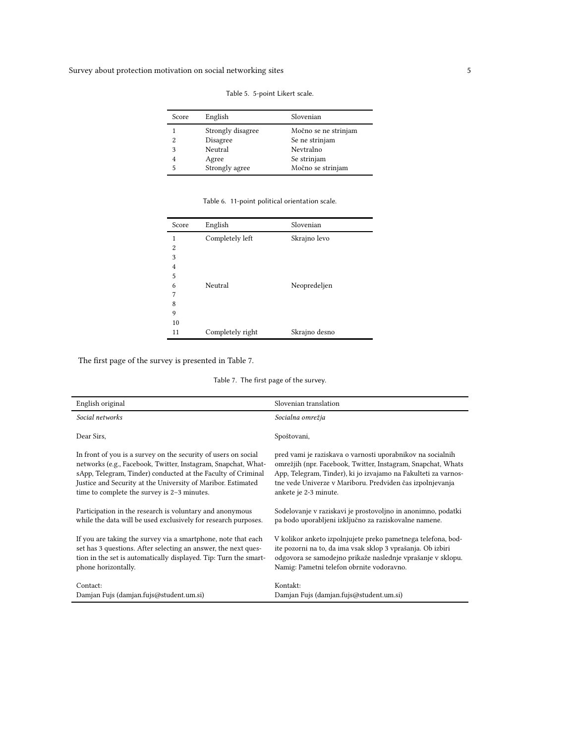Table 5. 5-point Likert scale.

| Score | English | Slovenian |
|---|---|---|
| 1 | Strongly disagree | Močno se ne strinjam |
| 2 | Disagree | Se ne strinjam |
| 3 | Neutral | Nevtralno |
| 4 | Agree | Se strinjam |
| 5 | Strongly agree | Močno se strinjam |

Table 6. 11-point political orientation scale.

| Score | English | Slovenian |
|---|---|---|
| 1 | Completely left | Skrajno levo |
| 2 | | |
| 3 | | |
| 4 | | |
| 5 | | |
| 6 | Neutral | Neopredeljen |
| 7 | | |
| 8 | | |
| 9 | | |
| 10 | | |
| 11 | Completely right | Skrajno desno |

The first page of the survey is presented in Table 7.

Table 7. The first page of the survey.

| English original | Slovenian translation |
|---|---|
| *Social networks* | *Socialna omrežja* |
| Dear Sirs, | Spoštovani, |
| In front of you is a survey on the security of users on social networks (e.g., Facebook, Twitter, Instagram, Snapchat, WhatsApp, Telegram, Tinder) conducted at the Faculty of Criminal Justice and Security at the University of Maribor. Estimated time to complete the survey is 2–3 minutes. | pred vami je raziskava o varnosti uporabnikov na socialnih omrežjih (npr. Facebook, Twitter, Instagram, Snapchat, Whats App, Telegram, Tinder), ki jo izvajamo na Fakulteti za varnostne vede Univerze v Mariboru. Predviden čas izpolnjevanja ankete je 2-3 minute. |
| Participation in the research is voluntary and anonymous while the data will be used exclusively for research purposes. | Sodelovanje v raziskavi je prostovoljno in anonimno, podatki pa bodo uporabljeni izključno za raziskovalne namene. |
| If you are taking the survey via a smartphone, note that each set has 3 questions. After selecting an answer, the next question in the set is automatically displayed. Tip: Turn the smartphone horizontally. | V kolikor anketo izpolnjujete preko pametnega telefona, bodite pozorni na to, da ima vsak sklop 3 vprašanja. Ob izbiri odgovora se samodejno prikaže naslednje vprašanje v sklopu. Namig: Pametni telefon obrnite vodoravno. |
| Contact:<br>Damjan Fujs (damjan.fujs@student.um.si) | Kontakt:<br>Damjan Fujs (damjan.fujs@student.um.si) |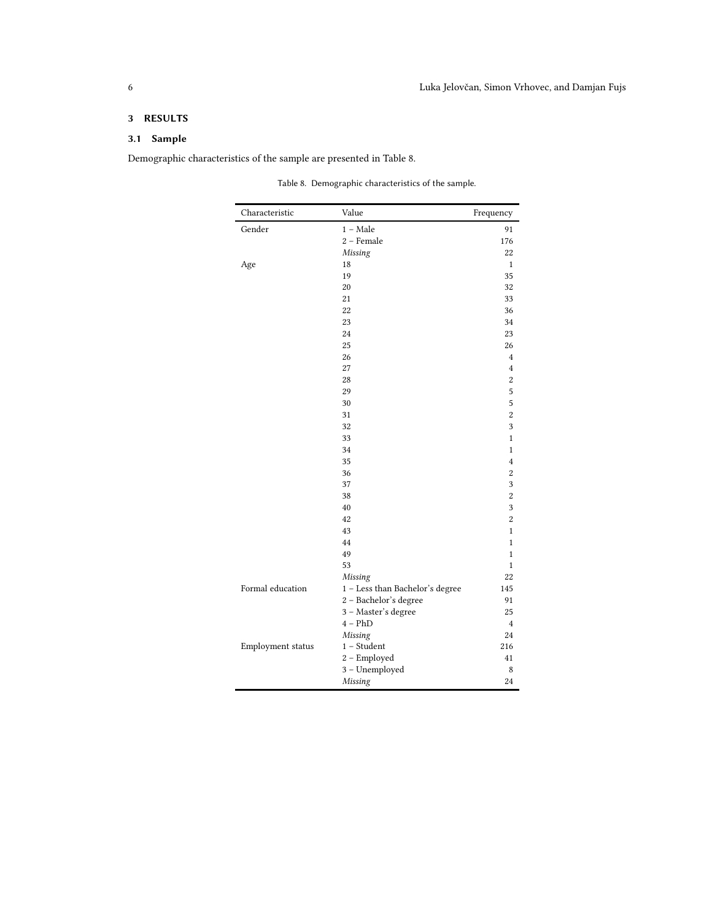## 3 RESULTS

### 3.1 Sample

Demographic characteristics of the sample are presented in Table 8.

Table 8. Demographic characteristics of the sample.

| Characteristic | Value | Frequency |
|---|---|---|
| Gender | 1 – Male | 91 |
| | 2 – Female | 176 |
| | *Missing* | 22 |
| Age | 18 | 1 |
| | 19 | 35 |
| | 20 | 32 |
| | 21 | 33 |
| | 22 | 36 |
| | 23 | 34 |
| | 24 | 23 |
| | 25 | 26 |
| | 26 | 4 |
| | 27 | 4 |
| | 28 | 2 |
| | 29 | 5 |
| | 30 | 5 |
| | 31 | 2 |
| | 32 | 3 |
| | 33 | 1 |
| | 34 | 1 |
| | 35 | 4 |
| | 36 | 2 |
| | 37 | 3 |
| | 38 | 2 |
| | 40 | 3 |
| | 42 | 2 |
| | 43 | 1 |
| | 44 | 1 |
| | 49 | 1 |
| | 53 | 1 |
| | *Missing* | 22 |
| Formal education | 1 – Less than Bachelor's degree | 145 |
| | 2 – Bachelor's degree | 91 |
| | 3 – Master's degree | 25 |
| | 4 – PhD | 4 |
| | *Missing* | 24 |
| Employment status | 1 – Student | 216 |
| | 2 – Employed | 41 |
| | 3 – Unemployed | 8 |
| | *Missing* | 24 |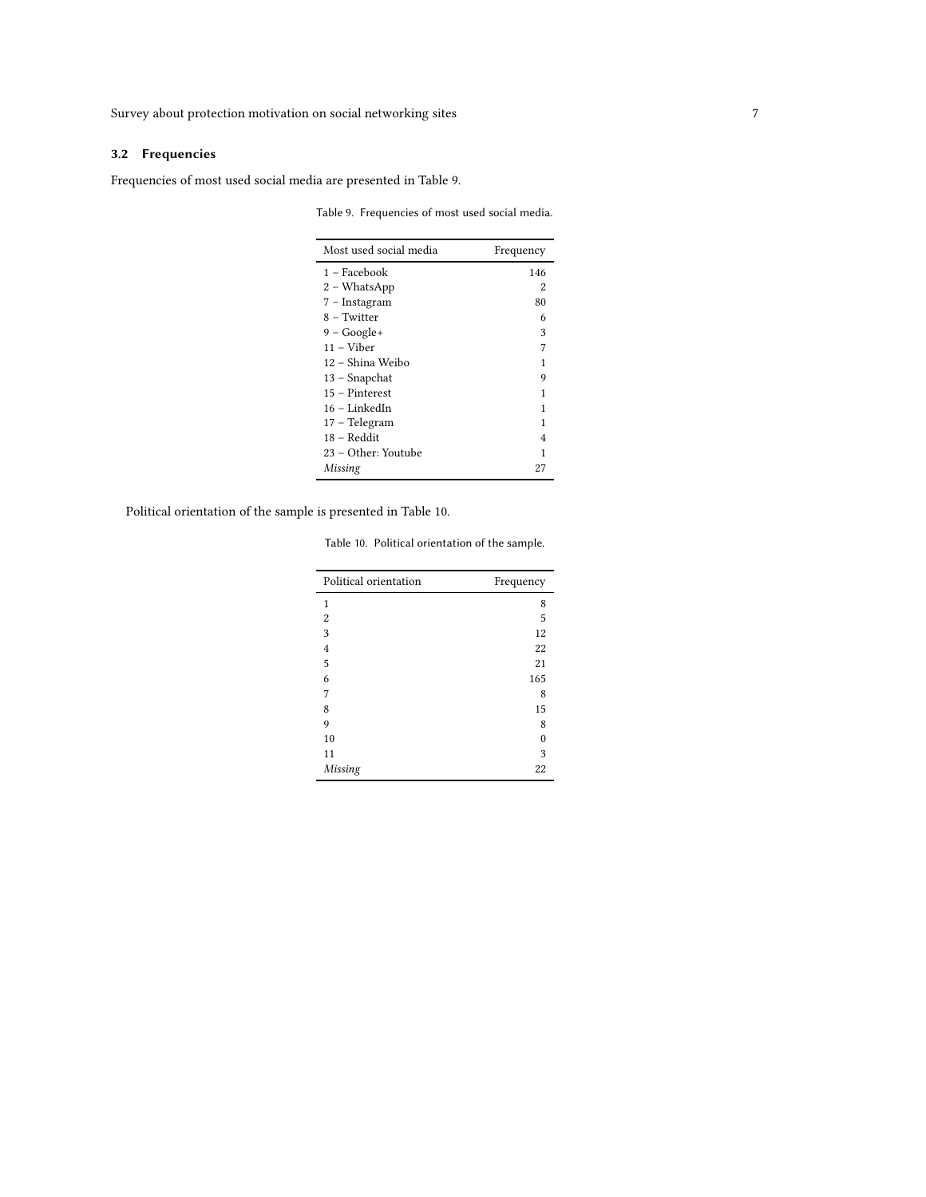### 3.2 Frequencies

Frequencies of most used social media are presented in Table 9.

Table 9. Frequencies of most used social media.

| Most used social media | Frequency |
|---|---|
| 1 – Facebook | 146 |
| 2 – WhatsApp | 2 |
| 7 – Instagram | 80 |
| 8 – Twitter | 6 |
| 9 – Google+ | 3 |
| 11 – Viber | 7 |
| 12 – Shina Weibo | 1 |
| 13 – Snapchat | 9 |
| 15 – Pinterest | 1 |
| 16 – LinkedIn | 1 |
| 17 – Telegram | 1 |
| 18 – Reddit | 4 |
| 23 – Other: Youtube | 1 |
| *Missing* | 27 |

Political orientation of the sample is presented in Table 10.

Table 10. Political orientation of the sample.

| Political orientation | Frequency |
|---|---|
| 1 | 8 |
| 2 | 5 |
| 3 | 12 |
| 4 | 22 |
| 5 | 21 |
| 6 | 165 |
| 7 | 8 |
| 8 | 15 |
| 9 | 8 |
| 10 | 0 |
| 11 | 3 |
| *Missing* | 22 |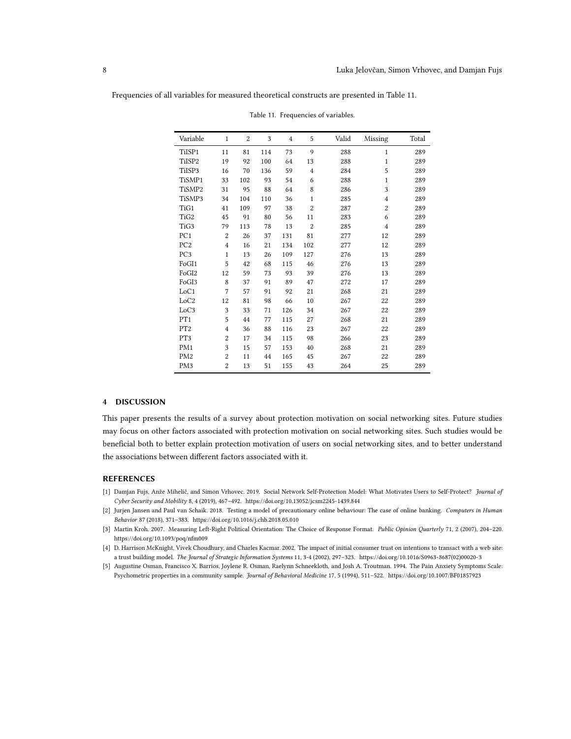Frequencies of all variables for measured theoretical constructs are presented in Table 11.

Table 11. Frequencies of variables.

| Variable | 1 | 2 | 3 | 4 | 5 | Valid | Missing | Total |
|---|---|---|---|---|---|---|---|---|
| TiISP1 | 11 | 81 | 114 | 73 | 9 | 288 | 1 | 289 |
| TiISP2 | 19 | 92 | 100 | 64 | 13 | 288 | 1 | 289 |
| TiISP3 | 16 | 70 | 136 | 59 | 4 | 284 | 5 | 289 |
| TiSMP1 | 33 | 102 | 93 | 54 | 6 | 288 | 1 | 289 |
| TiSMP2 | 31 | 95 | 88 | 64 | 8 | 286 | 3 | 289 |
| TiSMP3 | 34 | 104 | 110 | 36 | 1 | 285 | 4 | 289 |
| TiG1 | 41 | 109 | 97 | 38 | 2 | 287 | 2 | 289 |
| TiG2 | 45 | 91 | 80 | 56 | 11 | 283 | 6 | 289 |
| TiG3 | 79 | 113 | 78 | 13 | 2 | 285 | 4 | 289 |
| PC1 | 2 | 26 | 37 | 131 | 81 | 277 | 12 | 289 |
| PC2 | 4 | 16 | 21 | 134 | 102 | 277 | 12 | 289 |
| PC3 | 1 | 13 | 26 | 109 | 127 | 276 | 13 | 289 |
| FoGI1 | 5 | 42 | 68 | 115 | 46 | 276 | 13 | 289 |
| FoGI2 | 12 | 59 | 73 | 93 | 39 | 276 | 13 | 289 |
| FoGI3 | 8 | 37 | 91 | 89 | 47 | 272 | 17 | 289 |
| LoC1 | 7 | 57 | 91 | 92 | 21 | 268 | 21 | 289 |
| LoC2 | 12 | 81 | 98 | 66 | 10 | 267 | 22 | 289 |
| LoC3 | 3 | 33 | 71 | 126 | 34 | 267 | 22 | 289 |
| PT1 | 5 | 44 | 77 | 115 | 27 | 268 | 21 | 289 |
| PT2 | 4 | 36 | 88 | 116 | 23 | 267 | 22 | 289 |
| PT3 | 2 | 17 | 34 | 115 | 98 | 266 | 23 | 289 |
| PM1 | 3 | 15 | 57 | 153 | 40 | 268 | 21 | 289 |
| PM2 | 2 | 11 | 44 | 165 | 45 | 267 | 22 | 289 |
| PM3 | 2 | 13 | 51 | 155 | 43 | 264 | 25 | 289 |

## 4 DISCUSSION

This paper presents the results of a survey about protection motivation on social networking sites. Future studies may focus on other factors associated with protection motivation on social networking sites. Such studies would be beneficial both to better explain protection motivation of users on social networking sites, and to better understand the associations between different factors associated with it.

## REFERENCES

[1] Damjan Fujs, Anže Mihelič, and Simon Vrhovec. 2019. Social Network Self-Protection Model: What Motivates Users to Self-Protect? *Journal of Cyber Security and Mobility* 8, 4 (2019), 467–492. https://doi.org/10.13052/jcsm2245-1439.844

[2] Jurjen Jansen and Paul van Schaik. 2018. Testing a model of precautionary online behaviour: The case of online banking. *Computers in Human Behavior* 87 (2018), 371–383. https://doi.org/10.1016/j.chb.2018.05.010

[3] Martin Kroh. 2007. Measuring Left-Right Political Orientation: The Choice of Response Format. *Public Opinion Quarterly* 71, 2 (2007), 204–220. https://doi.org/10.1093/poq/nfm009

[4] D. Harrison McKnight, Vivek Choudhury, and Charles Kacmar. 2002. The impact of initial consumer trust on intentions to transact with a web site: a trust building model. *The Journal of Strategic Information Systems* 11, 3-4 (2002), 297–323. https://doi.org/10.1016/S0963-8687(02)00020-3

[5] Augustine Osman, Francisco X. Barrios, Joylene R. Osman, Raelynn Schneekloth, and Josh A. Troutman. 1994. The Pain Anxiety Symptoms Scale: Psychometric properties in a community sample. *Journal of Behavioral Medicine* 17, 5 (1994), 511–522. https://doi.org/10.1007/BF01857923